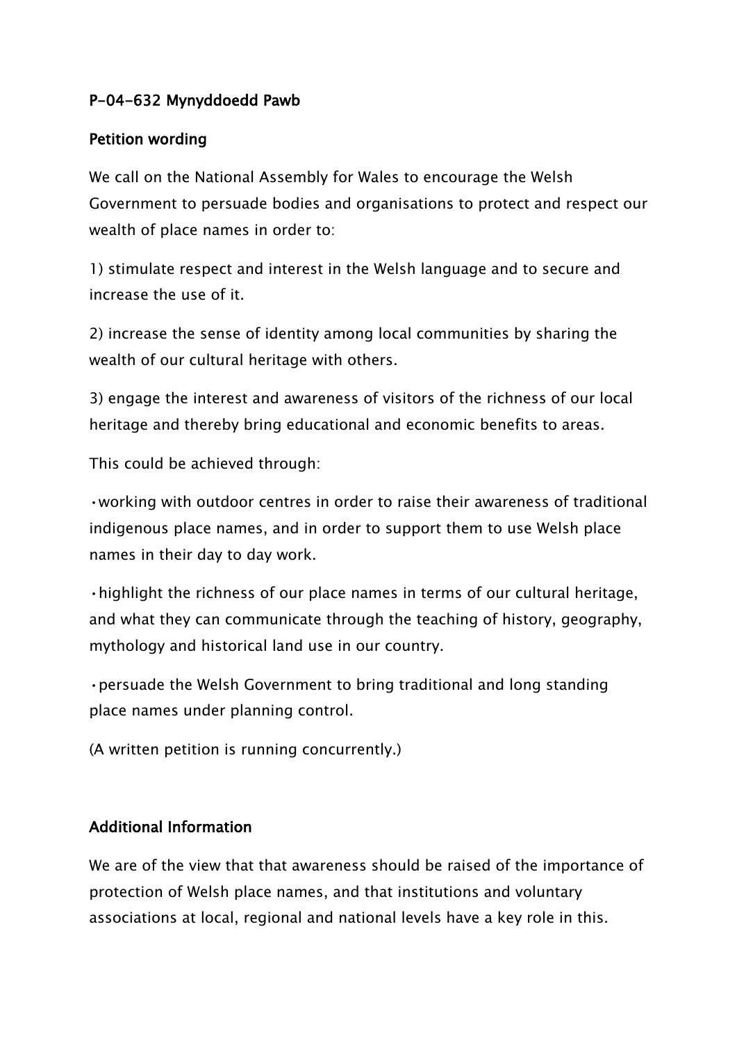## P-04-632 Mynyddoedd Pawb

### Petition wording

We call on the National Assembly for Wales to encourage the Welsh Government to persuade bodies and organisations to protect and respect our wealth of place names in order to:

1) stimulate respect and interest in the Welsh language and to secure and increase the use of it.

2) increase the sense of identity among local communities by sharing the wealth of our cultural heritage with others.

3) engage the interest and awareness of visitors of the richness of our local heritage and thereby bring educational and economic benefits to areas.

This could be achieved through:

- working with outdoor centres in order to raise their awareness of traditional indigenous place names, and in order to support them to use Welsh place names in their day to day work.
- highlight the richness of our place names in terms of our cultural heritage, and what they can communicate through the teaching of history, geography, mythology and historical land use in our country.
- persuade the Welsh Government to bring traditional and long standing place names under planning control.

(A written petition is running concurrently.)

### Additional Information

We are of the view that that awareness should be raised of the importance of protection of Welsh place names, and that institutions and voluntary associations at local, regional and national levels have a key role in this.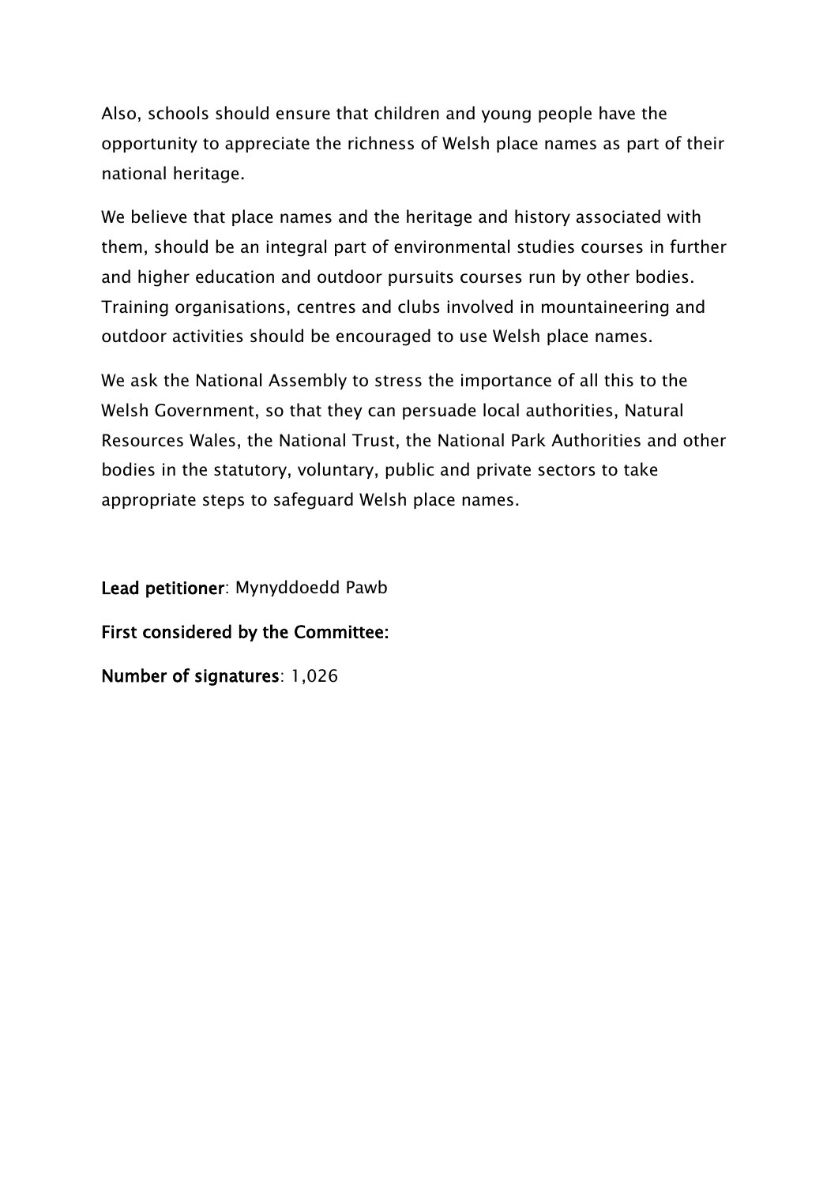Also, schools should ensure that children and young people have the opportunity to appreciate the richness of Welsh place names as part of their national heritage.

We believe that place names and the heritage and history associated with them, should be an integral part of environmental studies courses in further and higher education and outdoor pursuits courses run by other bodies. Training organisations, centres and clubs involved in mountaineering and outdoor activities should be encouraged to use Welsh place names.

We ask the National Assembly to stress the importance of all this to the Welsh Government, so that they can persuade local authorities, Natural Resources Wales, the National Trust, the National Park Authorities and other bodies in the statutory, voluntary, public and private sectors to take appropriate steps to safeguard Welsh place names.

**Lead petitioner**: Mynyddoedd Pawb

**First considered by the Committee:**

**Number of signatures**: 1,026